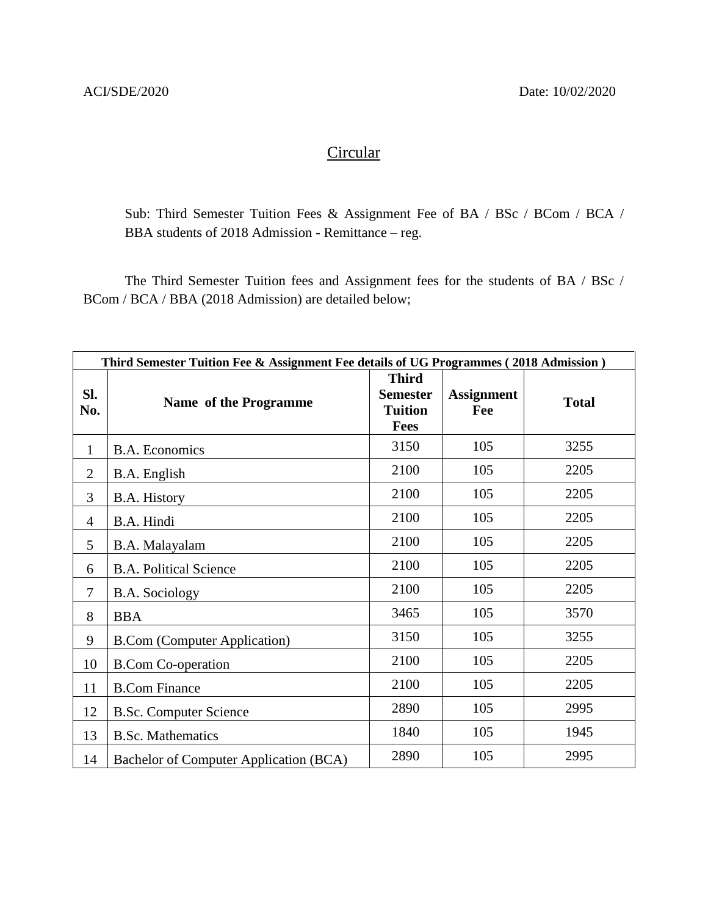ACI/SDE/2020 Date: 10/02/2020

## Circular

Sub: Third Semester Tuition Fees & Assignment Fee of BA / BSc / BCom / BCA / BBA students of 2018 Admission - Remittance – reg.

The Third Semester Tuition fees and Assignment fees for the students of BA / BSc / BCom / BCA / BBA (2018 Admission) are detailed below;

| Third Semester Tuition Fee & Assignment Fee details of UG Programmes ( 2018 Admission ) | | | | |
|---|---|---|---|---|
| **Sl. No.** | **Name of the Programme** | **Third Semester Tuition Fees** | **Assignment Fee** | **Total** |
| 1 | B.A. Economics | 3150 | 105 | 3255 |
| 2 | B.A. English | 2100 | 105 | 2205 |
| 3 | B.A. History | 2100 | 105 | 2205 |
| 4 | B.A. Hindi | 2100 | 105 | 2205 |
| 5 | B.A. Malayalam | 2100 | 105 | 2205 |
| 6 | B.A. Political Science | 2100 | 105 | 2205 |
| 7 | B.A. Sociology | 2100 | 105 | 2205 |
| 8 | BBA | 3465 | 105 | 3570 |
| 9 | B.Com (Computer Application) | 3150 | 105 | 3255 |
| 10 | B.Com Co-operation | 2100 | 105 | 2205 |
| 11 | B.Com Finance | 2100 | 105 | 2205 |
| 12 | B.Sc. Computer Science | 2890 | 105 | 2995 |
| 13 | B.Sc. Mathematics | 1840 | 105 | 1945 |
| 14 | Bachelor of Computer Application (BCA) | 2890 | 105 | 2995 |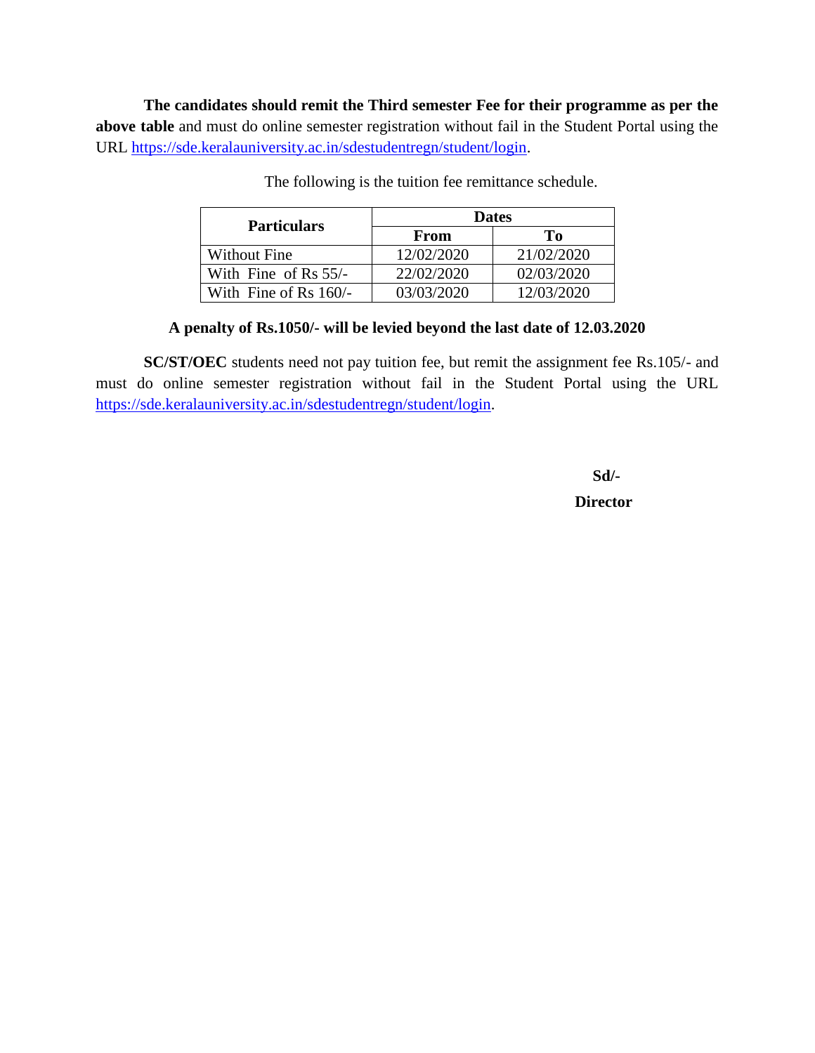**The candidates should remit the Third semester Fee for their programme as per the above table** and must do online semester registration without fail in the Student Portal using the URL https://sde.keralauniversity.ac.in/sdestudentregn/student/login.

The following is the tuition fee remittance schedule.

| **Particulars** | **Dates** | |
|---|---|---|
| | **From** | **To** |
| Without Fine | 12/02/2020 | 21/02/2020 |
| With Fine of Rs 55/- | 22/02/2020 | 02/03/2020 |
| With Fine of Rs 160/- | 03/03/2020 | 12/03/2020 |

**A penalty of Rs.1050/- will be levied beyond the last date of 12.03.2020**

**SC/ST/OEC** students need not pay tuition fee, but remit the assignment fee Rs.105/- and must do online semester registration without fail in the Student Portal using the URL https://sde.keralauniversity.ac.in/sdestudentregn/student/login.

**Sd/-**

**Director**